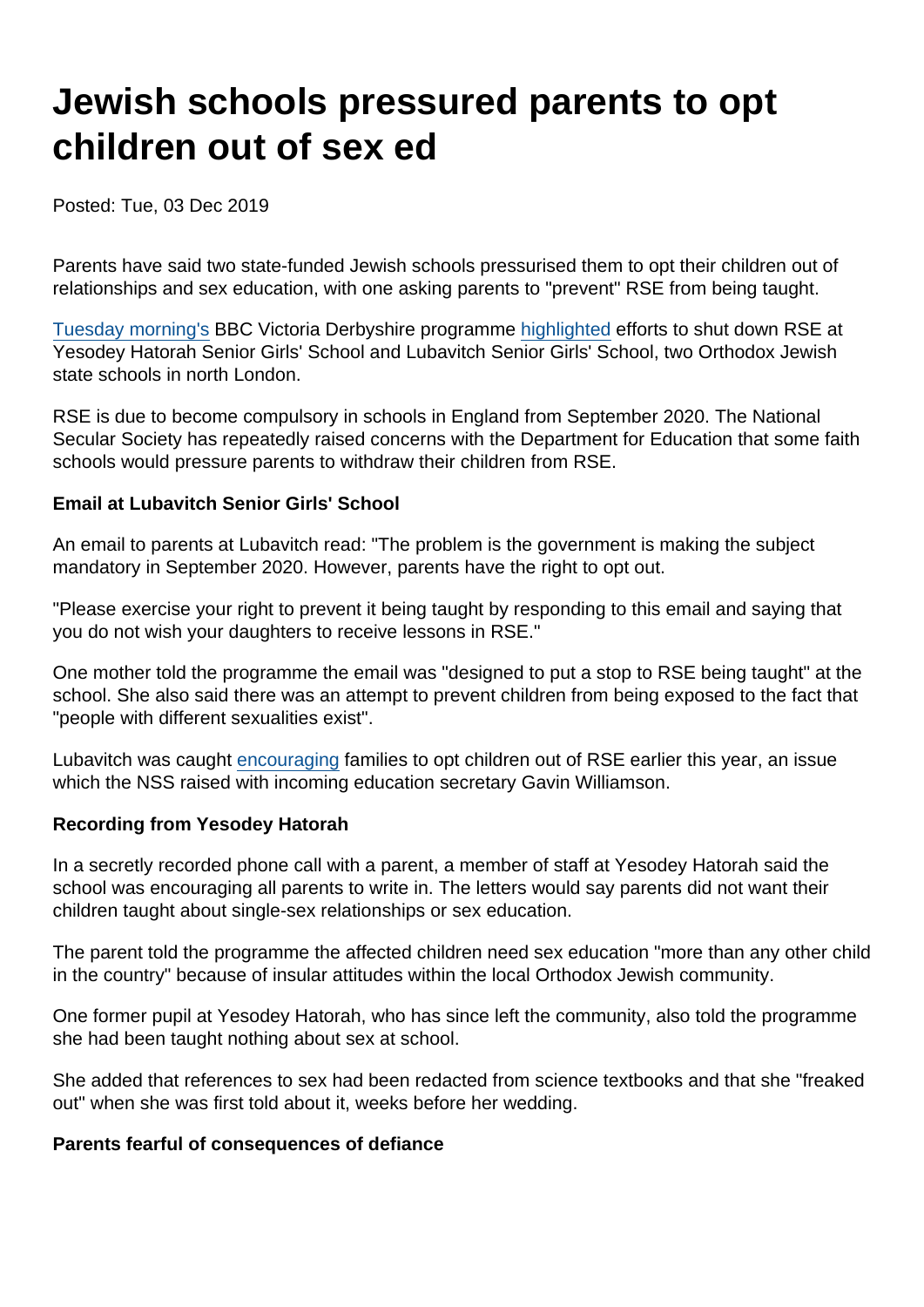# Jewish schools pressured parents to opt children out of sex ed

Posted: Tue, 03 Dec 2019

Parents have said two state-funded Jewish schools pressurised them to opt their children out of relationships and sex education, with one asking parents to "prevent" RSE from being taught.

Tuesday morning's BBC Victoria Derbyshire programme highlighted efforts to shut down RSE at Yesodey Hatorah Senior Girls' School and Lubavitch Senior Girls' School, two Orthodox Jewish state schools in north London.

RSE is due to become compulsory in schools in England from September 2020. The National Secular Society has repeatedly raised concerns with the Department for Education that some faith schools would pressure parents to withdraw their children from RSE.

**Email at Lubavitch Senior Girls' School**

An email to parents at Lubavitch read: "The problem is the government is making the subject mandatory in September 2020. However, parents have the right to opt out.

"Please exercise your right to prevent it being taught by responding to this email and saying that you do not wish your daughters to receive lessons in RSE."

One mother told the programme the email was "designed to put a stop to RSE being taught" at the school. She also said there was an attempt to prevent children from being exposed to the fact that "people with different sexualities exist".

Lubavitch was caught encouraging families to opt children out of RSE earlier this year, an issue which the NSS raised with incoming education secretary Gavin Williamson.

**Recording from Yesodey Hatorah**

In a secretly recorded phone call with a parent, a member of staff at Yesodey Hatorah said the school was encouraging all parents to write in. The letters would say parents did not want their children taught about single-sex relationships or sex education.

The parent told the programme the affected children need sex education "more than any other child in the country" because of insular attitudes within the local Orthodox Jewish community.

One former pupil at Yesodey Hatorah, who has since left the community, also told the programme she had been taught nothing about sex at school.

She added that references to sex had been redacted from science textbooks and that she "freaked out" when she was first told about it, weeks before her wedding.

**Parents fearful of consequences of defiance**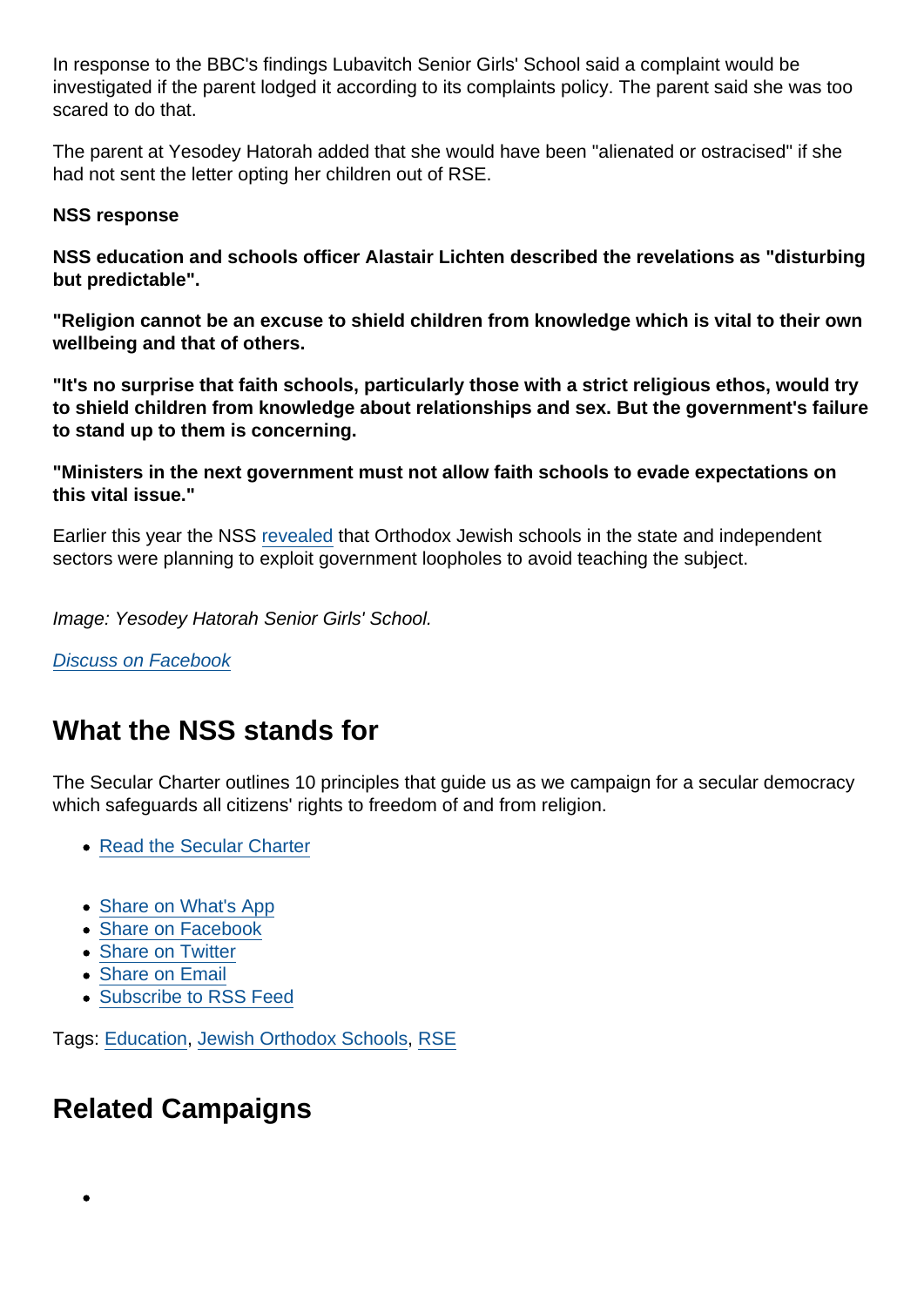In response to the BBC's findings Lubavitch Senior Girls' School said a complaint would be investigated if the parent lodged it according to its complaints policy. The parent said she was too scared to do that.

The parent at Yesodey Hatorah added that she would have been "alienated or ostracised" if she had not sent the letter opting her children out of RSE.

**NSS response**

**NSS education and schools officer Alastair Lichten described the revelations as "disturbing but predictable".**

**"Religion cannot be an excuse to shield children from knowledge which is vital to their own wellbeing and that of others.**

**"It's no surprise that faith schools, particularly those with a strict religious ethos, would try to shield children from knowledge about relationships and sex. But the government's failure to stand up to them is concerning.**

**"Ministers in the next government must not allow faith schools to evade expectations on this vital issue."**

Earlier this year the NSS revealed that Orthodox Jewish schools in the state and independent sectors were planning to exploit government loopholes to avoid teaching the subject.

*Image: Yesodey Hatorah Senior Girls' School.*

*Discuss on Facebook*

## What the NSS stands for

The Secular Charter outlines 10 principles that guide us as we campaign for a secular democracy which safeguards all citizens' rights to freedom of and from religion.

- Read the Secular Charter

- Share on What's App
- Share on Facebook
- Share on Twitter
- Share on Email
- Subscribe to RSS Feed

Tags: Education, Jewish Orthodox Schools, RSE

## Related Campaigns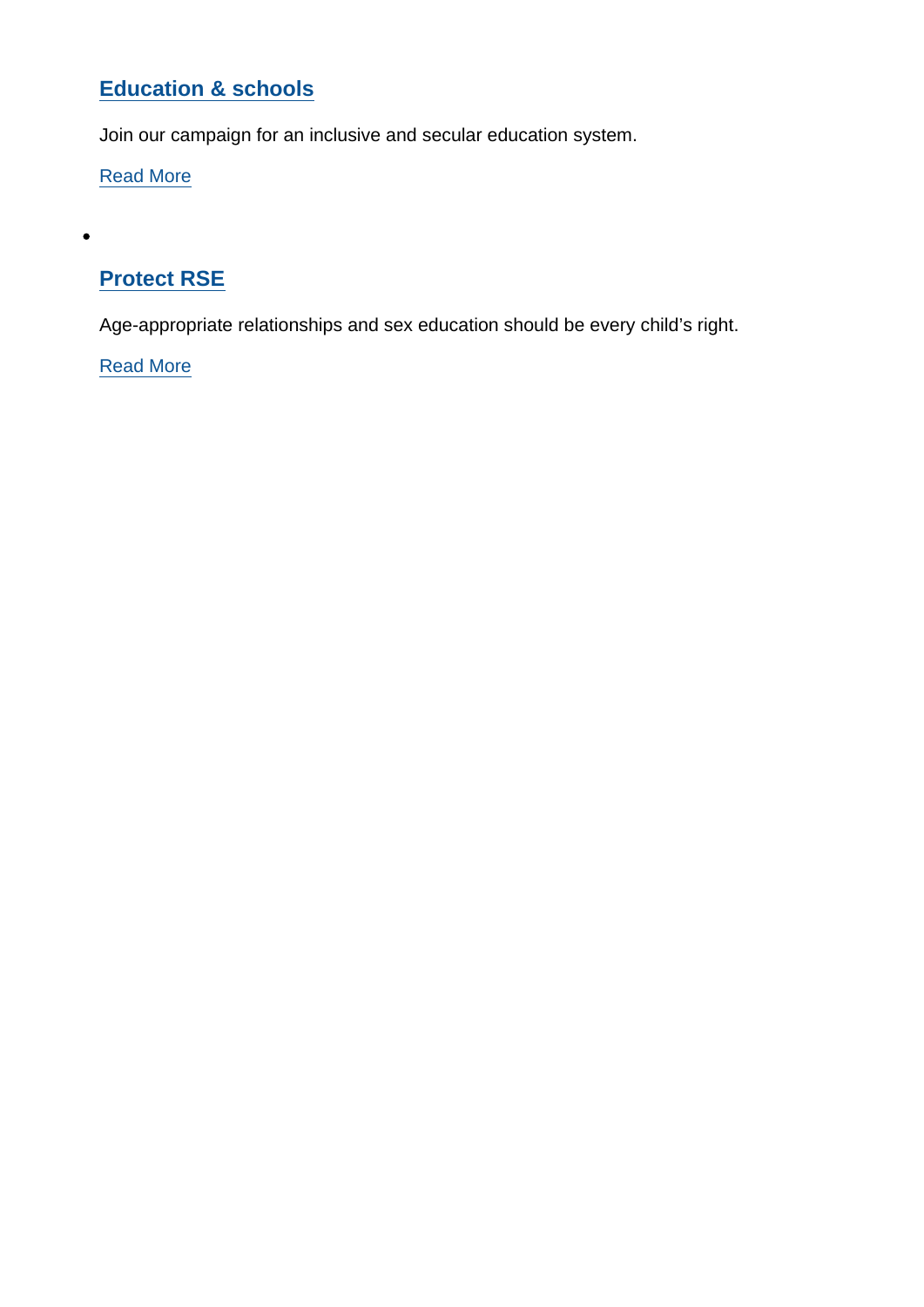### Education & schools

Join our campaign for an inclusive and secular education system.

Read More

- ### Protect RSE

  Age-appropriate relationships and sex education should be every child's right.

  Read More